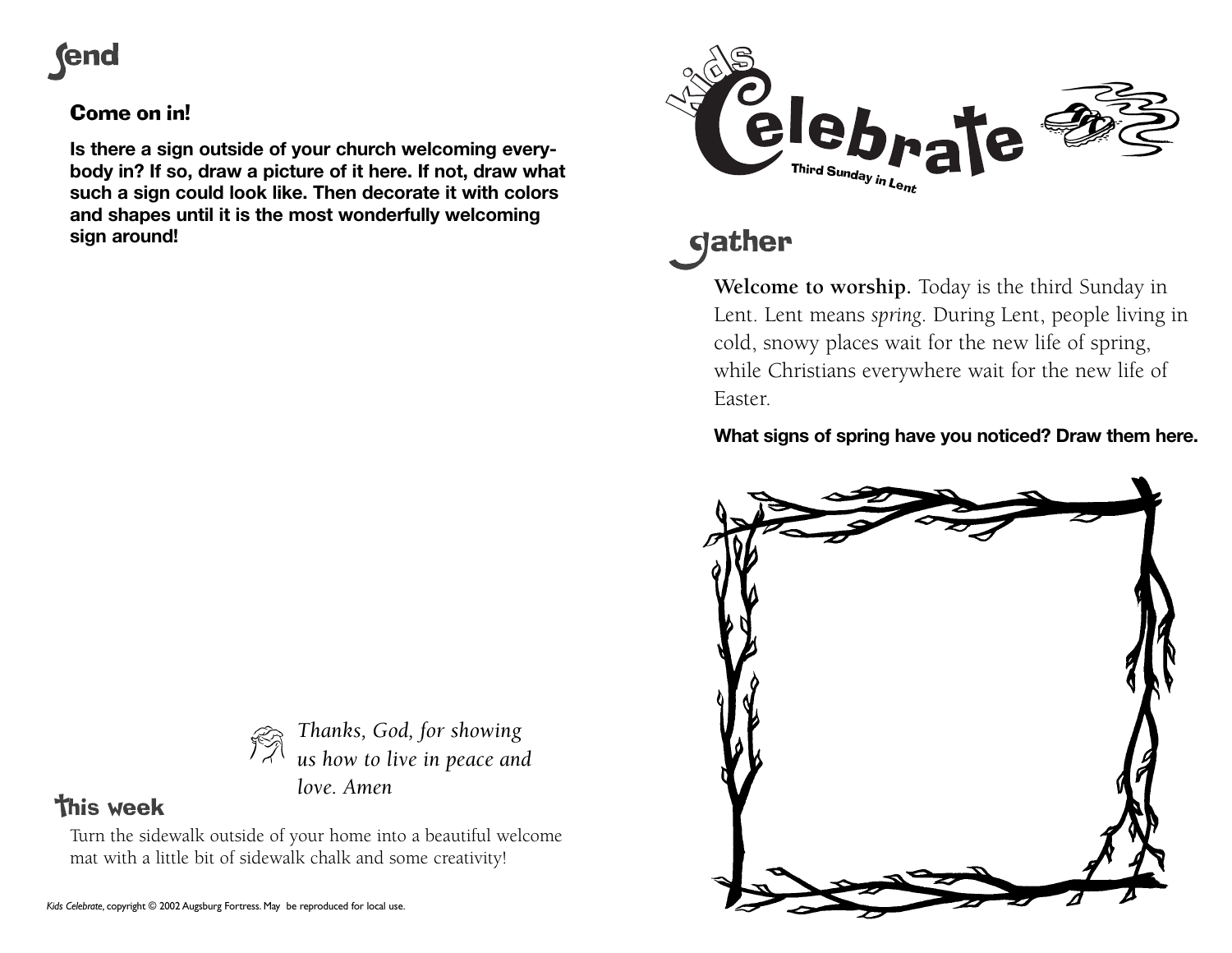# Kids Celebrate

Third Sunday in Lent

## gather

**Welcome to worship.** Today is the third Sunday in Lent. Lent means *spring*. During Lent, people living in cold, snowy places wait for the new life of spring, while Christians everywhere wait for the new life of Easter.

**What signs of spring have you noticed? Draw them here.**

## send

### Come on in!

**Is there a sign outside of your church welcoming everybody in? If so, draw a picture of it here. If not, draw what such a sign could look like. Then decorate it with colors and shapes until it is the most wonderfully welcoming sign around!**

*Thanks, God, for showing us how to live in peace and love. Amen*

## this week

Turn the sidewalk outside of your home into a beautiful welcome mat with a little bit of sidewalk chalk and some creativity!

*Kids Celebrate*, copyright © 2002 Augsburg Fortress. May be reproduced for local use.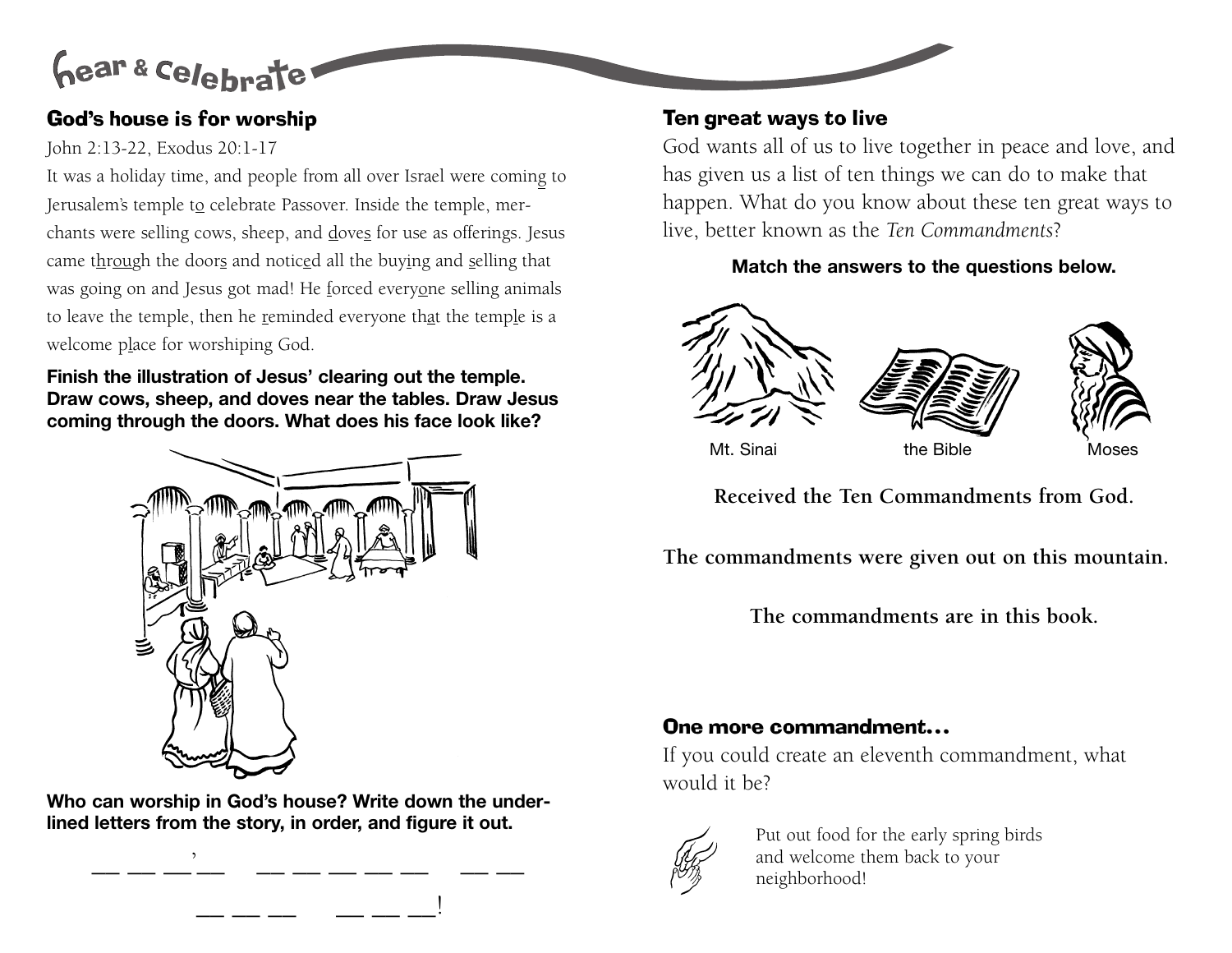# hear & celebrate

## God's house is for worship

John 2:13-22, Exodus 20:1-17

It was a holiday time, and people from all over Israel were coming to Jerusalem's temple to celebrate Passover. Inside the temple, merchants were selling cows, sheep, and doves for use as offerings. Jesus came through the doors and noticed all the buying and selling that was going on and Jesus got mad! He forced everyone selling animals to leave the temple, then he reminded everyone that the temple is a welcome place for worshiping God.

**Finish the illustration of Jesus' clearing out the temple. Draw cows, sheep, and doves near the tables. Draw Jesus coming through the doors. What does his face look like?**

**Who can worship in God's house? Write down the underlined letters from the story, in order, and figure it out.**

___ ___ ___'___ ___ ___ ___ ___ ___ ___ ___

___ ___ ___ ___ ___ ___!

## Ten great ways to live

God wants all of us to live together in peace and love, and has given us a list of ten things we can do to make that happen. What do you know about these ten great ways to live, better known as the *Ten Commandments*?

**Match the answers to the questions below.**

Mt. Sinai — the Bible — Moses

**Received the Ten Commandments from God.**

**The commandments were given out on this mountain.**

**The commandments are in this book.**

## One more commandment…

If you could create an eleventh commandment, what would it be?

Put out food for the early spring birds and welcome them back to your neighborhood!